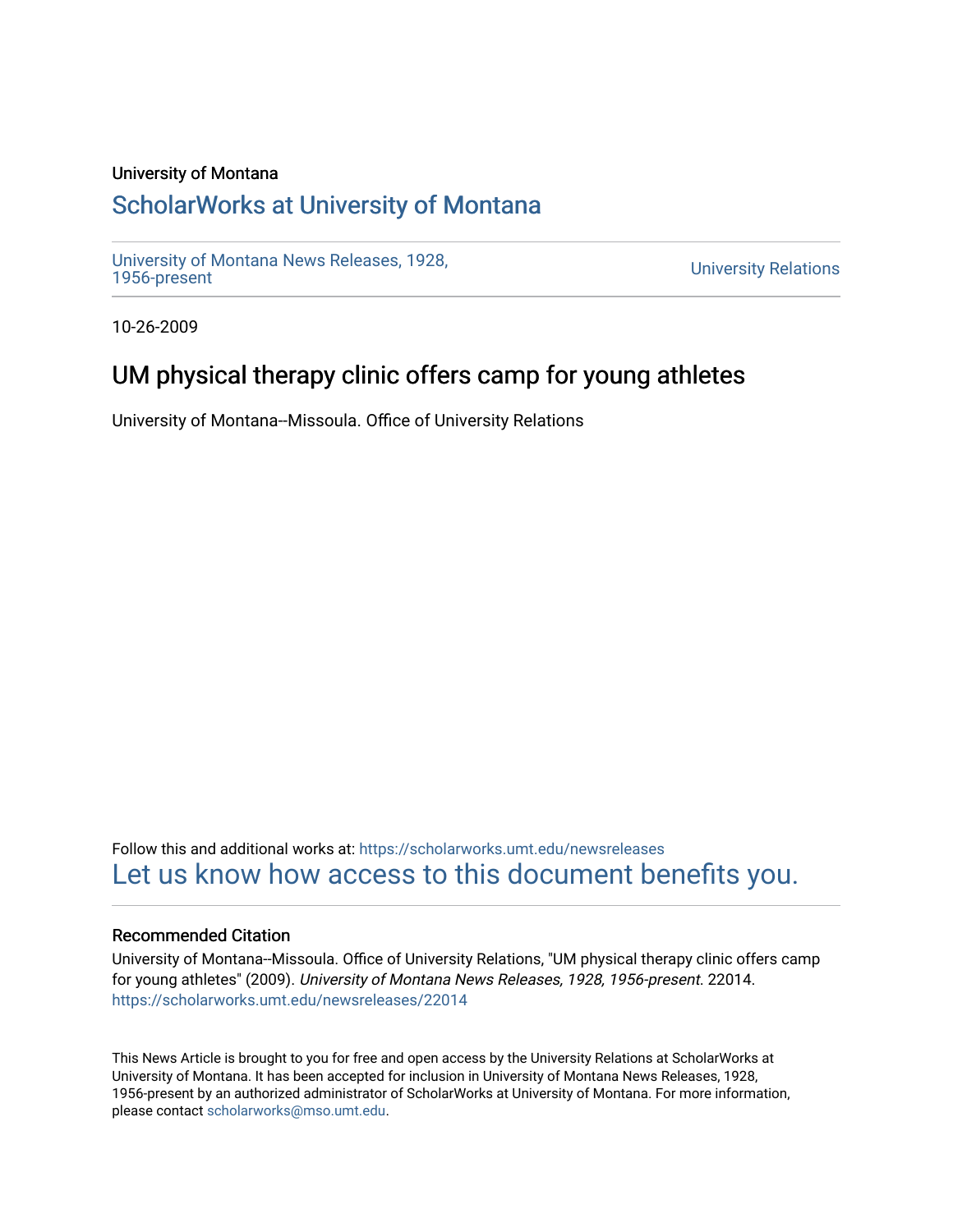University of Montana

# ScholarWorks at University of Montana

University of Montana News Releases, 1928, 1956-present

University Relations

10-26-2009

## UM physical therapy clinic offers camp for young athletes

University of Montana--Missoula. Office of University Relations

Follow this and additional works at: https://scholarworks.umt.edu/newsreleases

Let us know how access to this document benefits you.

### Recommended Citation

University of Montana--Missoula. Office of University Relations, "UM physical therapy clinic offers camp for young athletes" (2009). *University of Montana News Releases, 1928, 1956-present*. 22014.
https://scholarworks.umt.edu/newsreleases/22014

This News Article is brought to you for free and open access by the University Relations at ScholarWorks at University of Montana. It has been accepted for inclusion in University of Montana News Releases, 1928, 1956-present by an authorized administrator of ScholarWorks at University of Montana. For more information, please contact scholarworks@mso.umt.edu.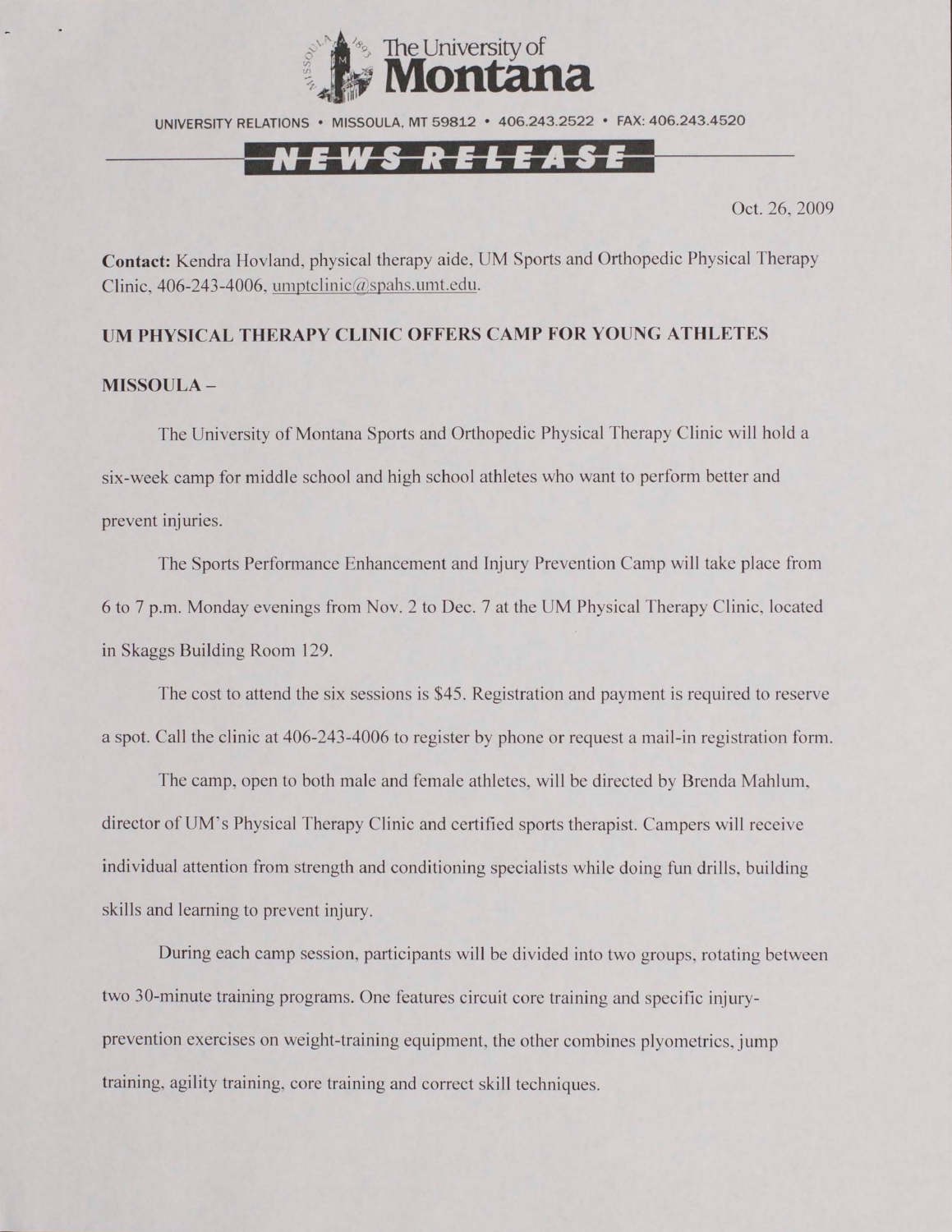The University of Montana

UNIVERSITY RELATIONS • MISSOULA, MT 59812 • 406.243.2522 • FAX: 406.243.4520

## NEWS RELEASE

Oct. 26, 2009

**Contact:** Kendra Hovland, physical therapy aide, UM Sports and Orthopedic Physical Therapy Clinic, 406-243-4006, umptclinic@spahs.umt.edu.

**UM PHYSICAL THERAPY CLINIC OFFERS CAMP FOR YOUNG ATHLETES**

**MISSOULA –**

The University of Montana Sports and Orthopedic Physical Therapy Clinic will hold a six-week camp for middle school and high school athletes who want to perform better and prevent injuries.

The Sports Performance Enhancement and Injury Prevention Camp will take place from 6 to 7 p.m. Monday evenings from Nov. 2 to Dec. 7 at the UM Physical Therapy Clinic, located in Skaggs Building Room 129.

The cost to attend the six sessions is $45. Registration and payment is required to reserve a spot. Call the clinic at 406-243-4006 to register by phone or request a mail-in registration form.

The camp, open to both male and female athletes, will be directed by Brenda Mahlum, director of UM's Physical Therapy Clinic and certified sports therapist. Campers will receive individual attention from strength and conditioning specialists while doing fun drills, building skills and learning to prevent injury.

During each camp session, participants will be divided into two groups, rotating between two 30-minute training programs. One features circuit core training and specific injury-prevention exercises on weight-training equipment, the other combines plyometrics, jump training, agility training, core training and correct skill techniques.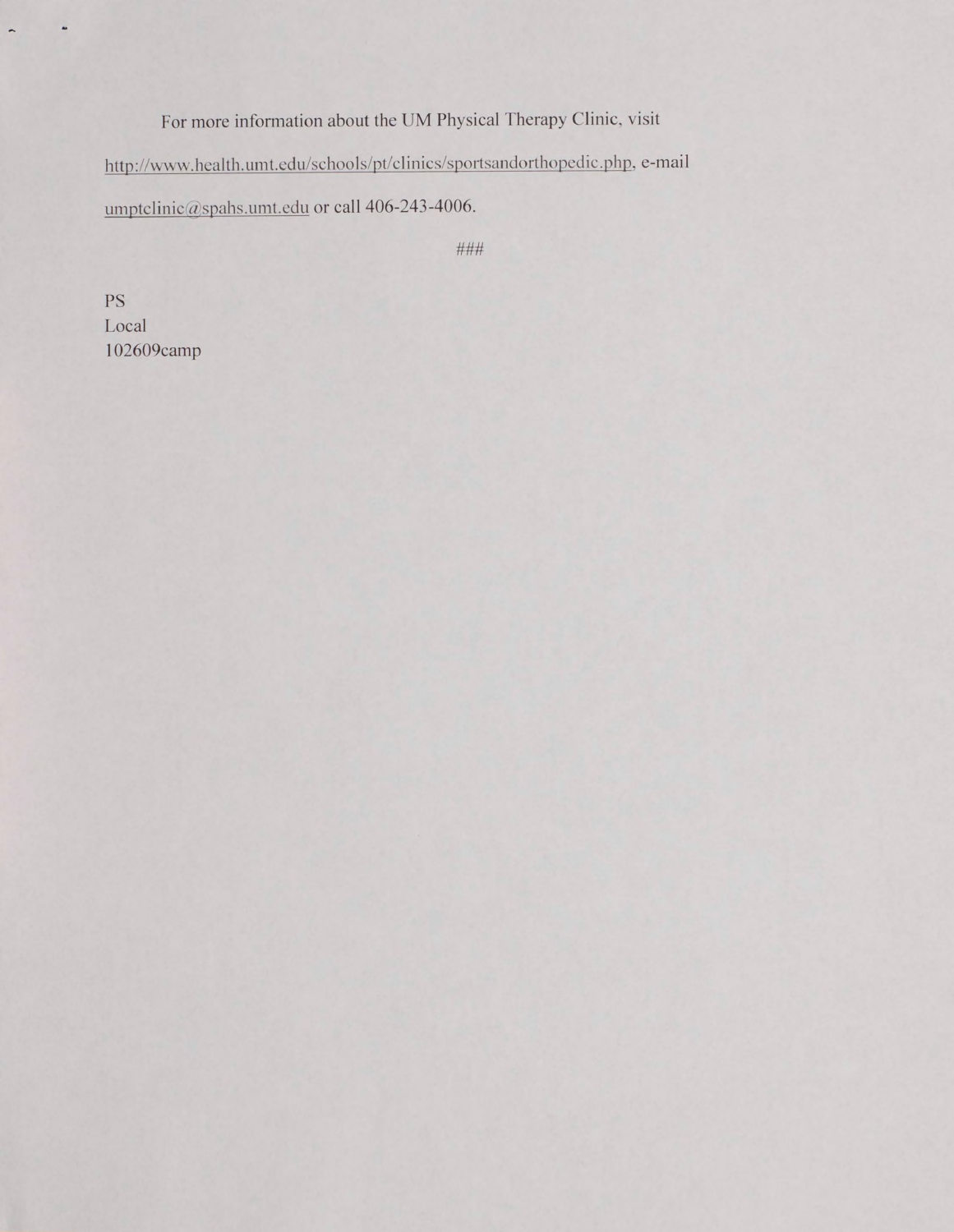For more information about the UM Physical Therapy Clinic, visit http://www.health.umt.edu/schools/pt/clinics/sportsandorthopedic.php, e-mail umptclinic@spahs.umt.edu or call 406-243-4006.

###

PS
Local
102609camp